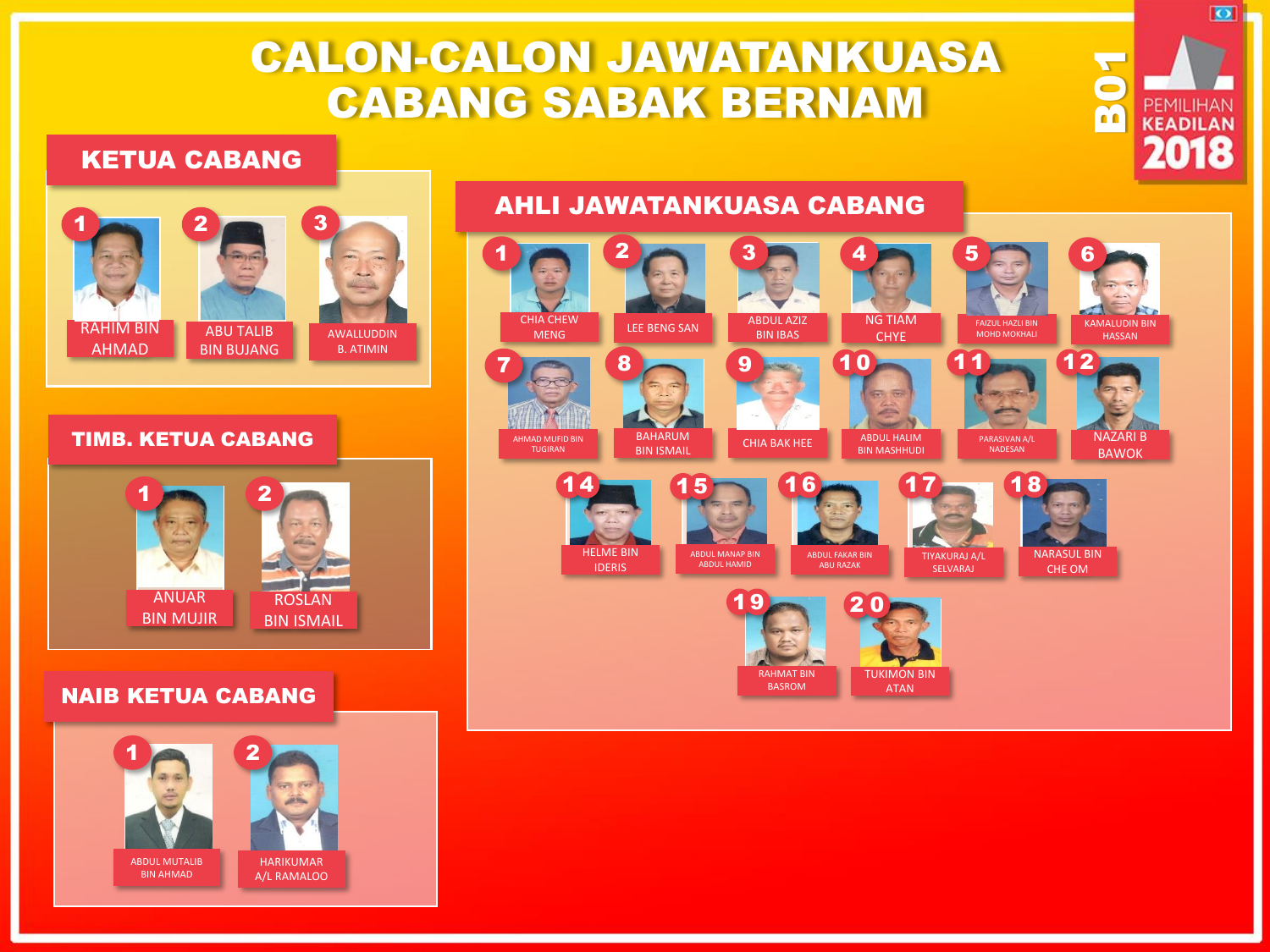# CALON-CALON JAWATANKUASA CABANG SABAK BERNAM

B01

PEMILIHAN KEADILAN 2018

## KETUA CABANG

1. RAHIM BIN AHMAD
2. ABU TALIB BIN BUJANG
3. AWALLUDDIN B. ATIMIN

## TIMB. KETUA CABANG

1. ANUAR BIN MUJIR
2. ROSLAN BIN ISMAIL

## NAIB KETUA CABANG

1. ABDUL MUTALIB BIN AHMAD
2. HARIKUMAR A/L RAMALOO

## AHLI JAWATANKUASA CABANG

1. CHIA CHEW MENG
2. LEE BENG SAN
3. ABDUL AZIZ BIN IBAS
4. NG TIAM CHYE
5. FAIZUL HAZLI BIN MOHD MOKHALI
6. KAMALUDIN BIN HASSAN
7. AHMAD MUFID BIN TUGIRAN
8. BAHARUM BIN ISMAIL
9. CHIA BAK HEE
10. ABDUL HALIM BIN MASHHUDI
11. PARASIVAN A/L NADESAN
12. NAZARI B BAWOK
14. HELME BIN IDERIS
15. ABDUL MANAP BIN ABDUL HAMID
16. ABDUL FAKAR BIN ABU RAZAK
17. TIYAKURAJ A/L SELVARAJ
18. NARASUL BIN CHE OM
19. RAHMAT BIN BASROM
20. TUKIMON BIN ATAN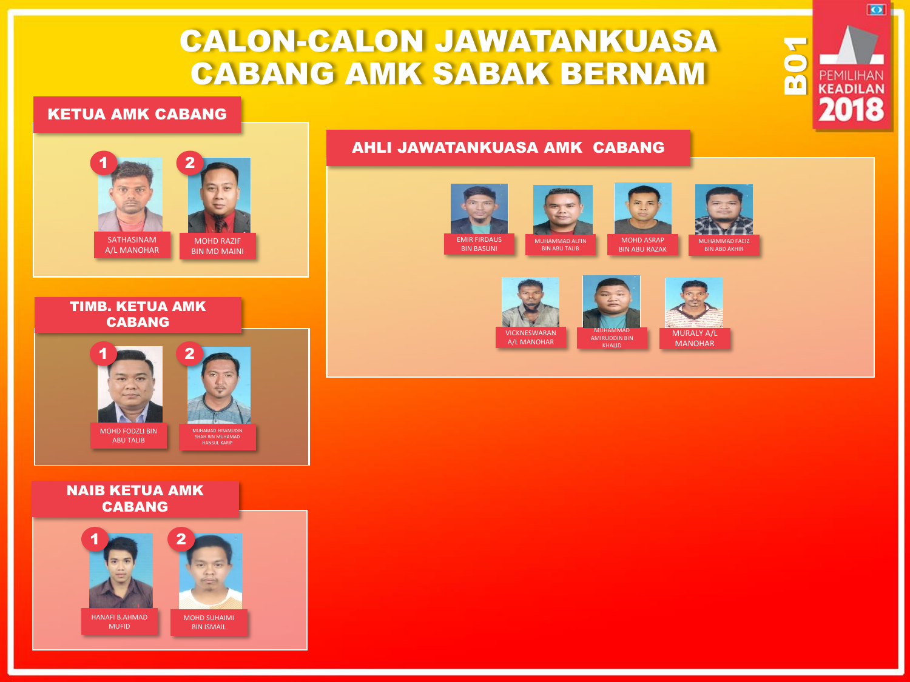# CALON-CALON JAWATANKUASA CABANG AMK SABAK BERNAM

B01

PEMILIHAN KEADILAN 2018

## KETUA AMK CABANG

1. SATHASINAM A/L MANOHAR
2. MOHD RAZIF BIN MD MAINI

## TIMB. KETUA AMK CABANG

1. MOHD FODZLI BIN ABU TALIB
2. MUHAMAD HISAMUDIN SHAH BIN MUHAMAD HANSUL KARIP

## NAIB KETUA AMK CABANG

1. HANAFI B.AHMAD MUFID
2. MOHD SUHAIMI BIN ISMAIL

## AHLI JAWATANKUASA AMK CABANG

- EMIR FIRDAUS BIN BASUNI
- MUHAMMAD ALFIN BIN ABU TALIB
- MOHD ASRAP BIN ABU RAZAK
- MUHAMMAD FAEIZ BIN ABD AKHIR
- VICKNESWARAN A/L MANOHAR
- MUHAMMAD AMIRUDDIN BIN KHALID
- MURALY A/L MANOHAR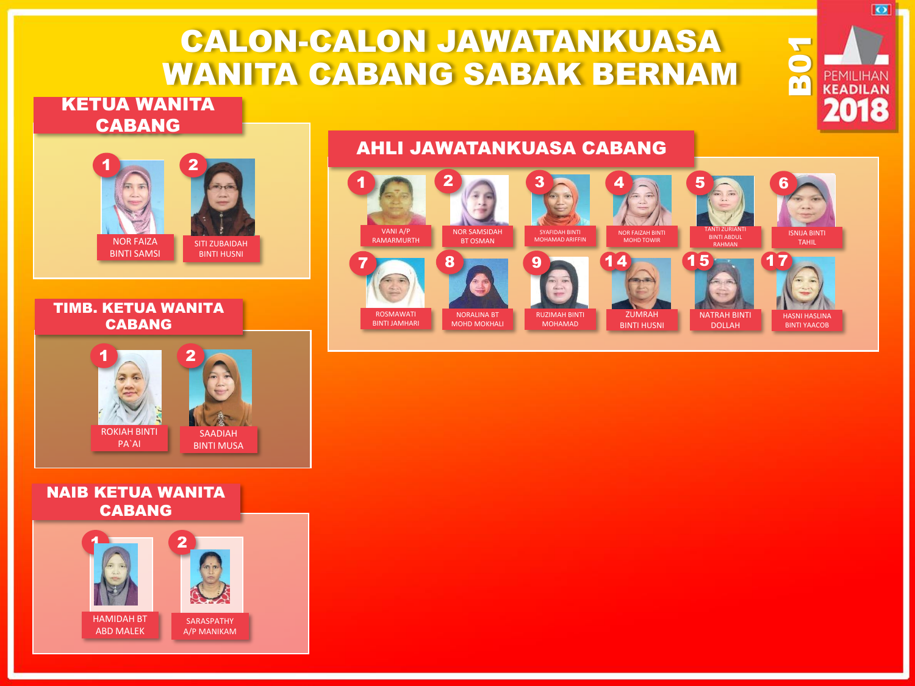# CALON-CALON JAWATANKUASA WANITA CABANG SABAK BERNAM

B01

PEMILIHAN KEADILAN 2018

## KETUA WANITA CABANG

1. NOR FAIZA BINTI SAMSI
2. SITI ZUBAIDAH BINTI HUSNI

## TIMB. KETUA WANITA CABANG

1. ROKIAH BINTI PA`AI
2. SAADIAH BINTI MUSA

## NAIB KETUA WANITA CABANG

1. HAMIDAH BT ABD MALEK
2. SARASPATHY A/P MANIKAM

## AHLI JAWATANKUASA CABANG

1. VANI A/P RAMARMURTH
2. NOR SAMSIDAH BT OSMAN
3. SYAFIDAH BINTI MOHAMAD ARIFFIN
4. NOR FAIZAH BINTI MOHD TOWIR
5. TANTI ZURIANTI BINTI ABDUL RAHMAN
6. ISNIJA BINTI TAHIL
7. ROSMAWATI BINTI JAMHARI
8. NORALINA BT MOHD MOKHALI
9. RUZIMAH BINTI MOHAMAD

14. ZUMRAH BINTI HUSNI
15. NATRAH BINTI DOLLAH
17. HASNI HASLINA BINTI YAACOB